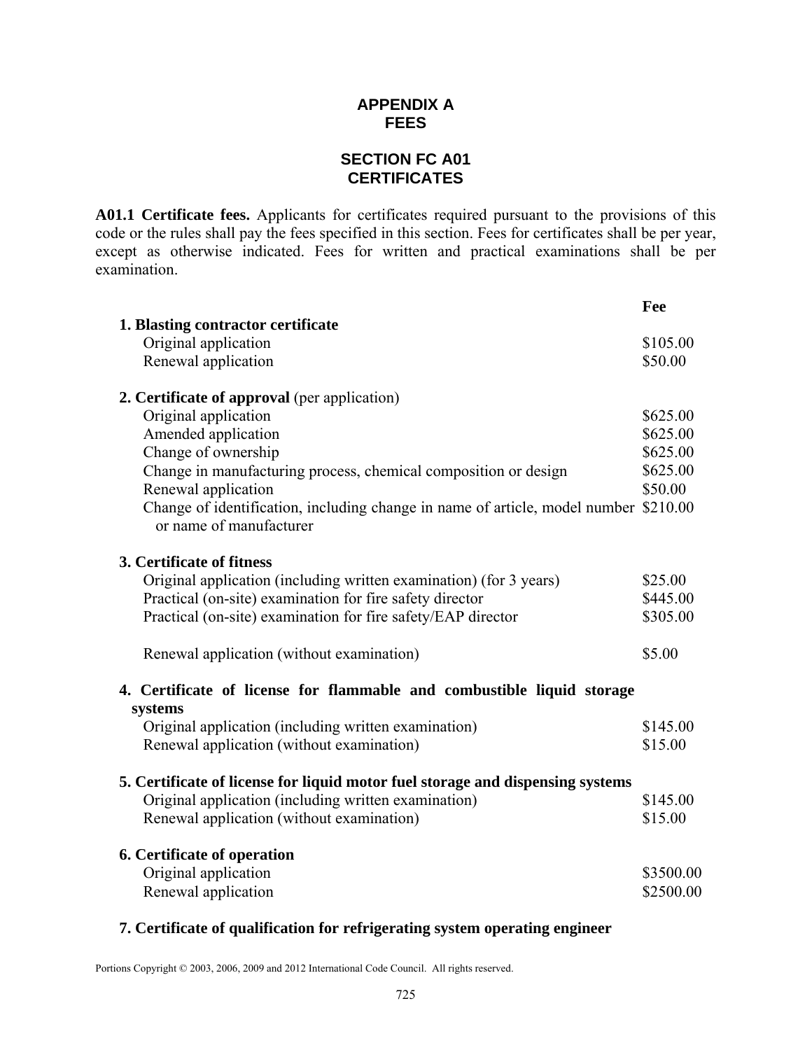# APPENDIX A
# FEES

## SECTION FC A01
## CERTIFICATES

**A01.1 Certificate fees.** Applicants for certificates required pursuant to the provisions of this code or the rules shall pay the fees specified in this section. Fees for certificates shall be per year, except as otherwise indicated. Fees for written and practical examinations shall be per examination.

| | **Fee** |
|---|---|
| **1. Blasting contractor certificate** | |
| Original application | $105.00 |
| Renewal application | $50.00 |
| **2. Certificate of approval** (per application) | |
| Original application | $625.00 |
| Amended application | $625.00 |
| Change of ownership | $625.00 |
| Change in manufacturing process, chemical composition or design | $625.00 |
| Renewal application | $50.00 |
| Change of identification, including change in name of article, model number or name of manufacturer | $210.00 |
| **3. Certificate of fitness** | |
| Original application (including written examination) (for 3 years) | $25.00 |
| Practical (on-site) examination for fire safety director | $445.00 |
| Practical (on-site) examination for fire safety/EAP director | $305.00 |
| Renewal application (without examination) | $5.00 |
| **4. Certificate of license for flammable and combustible liquid storage systems** | |
| Original application (including written examination) | $145.00 |
| Renewal application (without examination) | $15.00 |
| **5. Certificate of license for liquid motor fuel storage and dispensing systems** | |
| Original application (including written examination) | $145.00 |
| Renewal application (without examination) | $15.00 |
| **6. Certificate of operation** | |
| Original application | $3500.00 |
| Renewal application | $2500.00 |
| **7. Certificate of qualification for refrigerating system operating engineer** | |

Portions Copyright © 2003, 2006, 2009 and 2012 International Code Council. All rights reserved.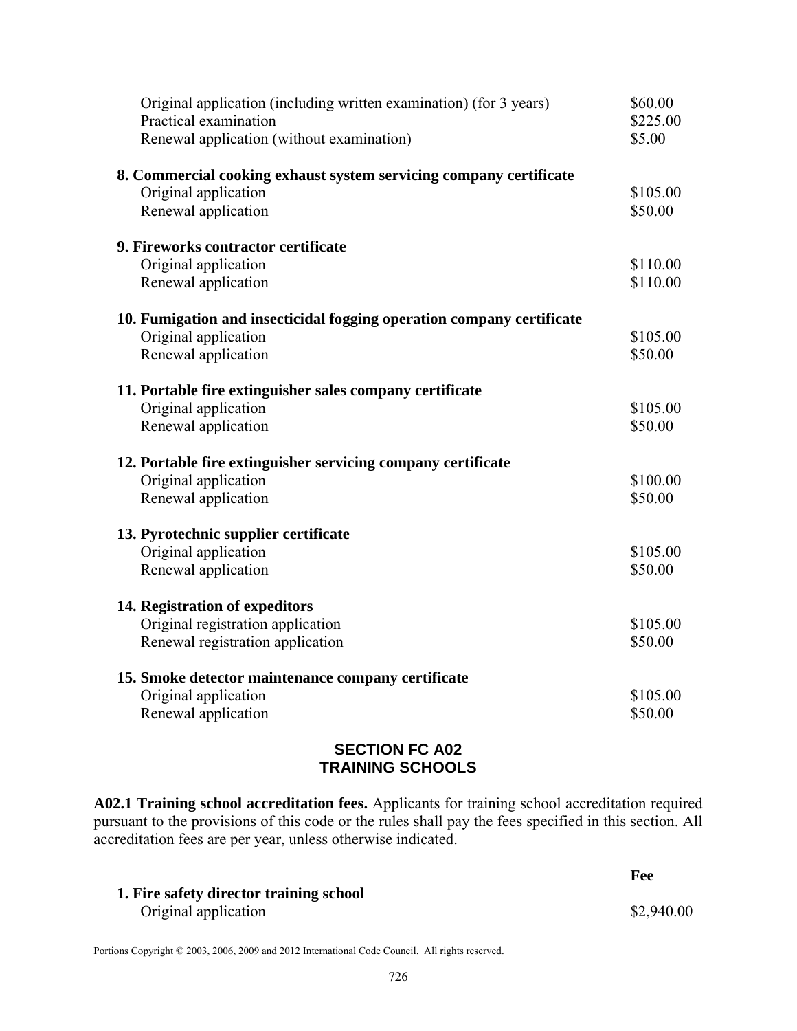| | |
|---|---|
| Original application (including written examination) (for 3 years) | $60.00 |
| Practical examination | $225.00 |
| Renewal application (without examination) | $5.00 |

**8. Commercial cooking exhaust system servicing company certificate**

| | |
|---|---|
| Original application | $105.00 |
| Renewal application | $50.00 |

**9. Fireworks contractor certificate**

| | |
|---|---|
| Original application | $110.00 |
| Renewal application | $110.00 |

**10. Fumigation and insecticidal fogging operation company certificate**

| | |
|---|---|
| Original application | $105.00 |
| Renewal application | $50.00 |

**11. Portable fire extinguisher sales company certificate**

| | |
|---|---|
| Original application | $105.00 |
| Renewal application | $50.00 |

**12. Portable fire extinguisher servicing company certificate**

| | |
|---|---|
| Original application | $100.00 |
| Renewal application | $50.00 |

**13. Pyrotechnic supplier certificate**

| | |
|---|---|
| Original application | $105.00 |
| Renewal application | $50.00 |

**14. Registration of expeditors**

| | |
|---|---|
| Original registration application | $105.00 |
| Renewal registration application | $50.00 |

**15. Smoke detector maintenance company certificate**

| | |
|---|---|
| Original application | $105.00 |
| Renewal application | $50.00 |

## SECTION FC A02
## TRAINING SCHOOLS

**A02.1 Training school accreditation fees.** Applicants for training school accreditation required pursuant to the provisions of this code or the rules shall pay the fees specified in this section. All accreditation fees are per year, unless otherwise indicated.

| | **Fee** |
|---|---|
| **1. Fire safety director training school** | |
| Original application | $2,940.00 |

Portions Copyright © 2003, 2006, 2009 and 2012 International Code Council. All rights reserved.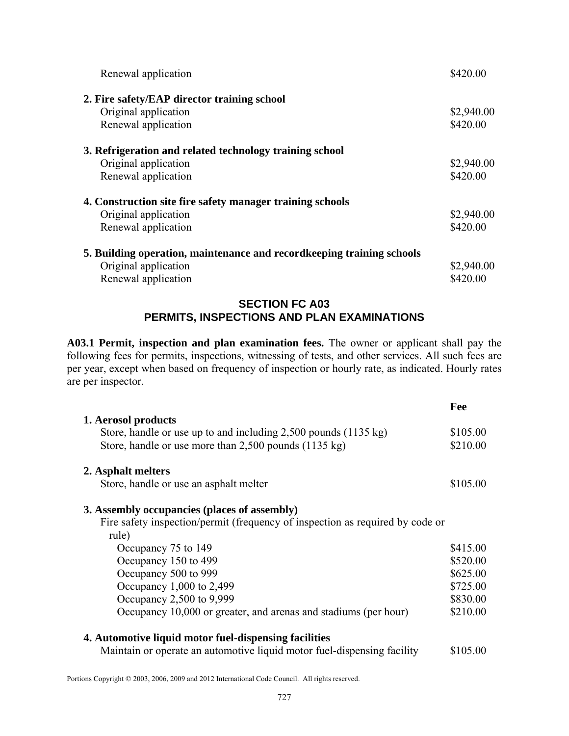| | |
|---|---|
| Renewal application | $420.00 |
| **2. Fire safety/EAP director training school** | |
| Original application | $2,940.00 |
| Renewal application | $420.00 |
| **3. Refrigeration and related technology training school** | |
| Original application | $2,940.00 |
| Renewal application | $420.00 |
| **4. Construction site fire safety manager training schools** | |
| Original application | $2,940.00 |
| Renewal application | $420.00 |
| **5. Building operation, maintenance and recordkeeping training schools** | |
| Original application | $2,940.00 |
| Renewal application | $420.00 |

## SECTION FC A03
## PERMITS, INSPECTIONS AND PLAN EXAMINATIONS

**A03.1 Permit, inspection and plan examination fees.** The owner or applicant shall pay the following fees for permits, inspections, witnessing of tests, and other services. All such fees are per year, except when based on frequency of inspection or hourly rate, as indicated. Hourly rates are per inspector.

| | **Fee** |
|---|---|
| **1. Aerosol products** | |
| Store, handle or use up to and including 2,500 pounds (1135 kg) | $105.00 |
| Store, handle or use more than 2,500 pounds (1135 kg) | $210.00 |
| **2. Asphalt melters** | |
| Store, handle or use an asphalt melter | $105.00 |
| **3. Assembly occupancies (places of assembly)** | |
| Fire safety inspection/permit (frequency of inspection as required by code or rule) | |
| Occupancy 75 to 149 | $415.00 |
| Occupancy 150 to 499 | $520.00 |
| Occupancy 500 to 999 | $625.00 |
| Occupancy 1,000 to 2,499 | $725.00 |
| Occupancy 2,500 to 9,999 | $830.00 |
| Occupancy 10,000 or greater, and arenas and stadiums (per hour) | $210.00 |
| **4. Automotive liquid motor fuel-dispensing facilities** | |
| Maintain or operate an automotive liquid motor fuel-dispensing facility | $105.00 |

Portions Copyright © 2003, 2006, 2009 and 2012 International Code Council. All rights reserved.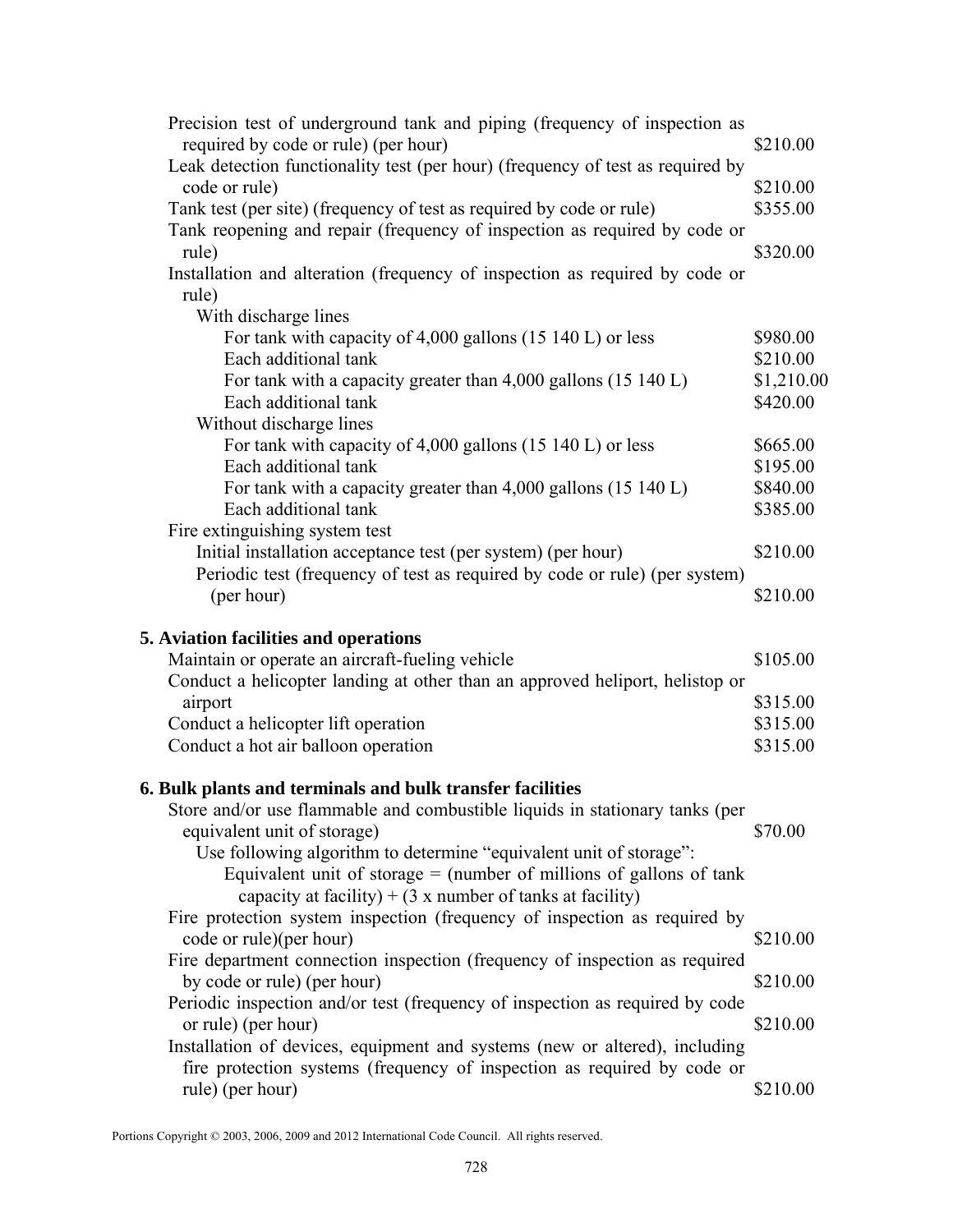| | |
|---|---|
| Precision test of underground tank and piping (frequency of inspection as required by code or rule) (per hour) | $210.00 |
| Leak detection functionality test (per hour) (frequency of test as required by code or rule) | $210.00 |
| Tank test (per site) (frequency of test as required by code or rule) | $355.00 |
| Tank reopening and repair (frequency of inspection as required by code or rule) | $320.00 |
| Installation and alteration (frequency of inspection as required by code or rule) | |
| With discharge lines | |
| For tank with capacity of 4,000 gallons (15 140 L) or less | $980.00 |
| Each additional tank | $210.00 |
| For tank with a capacity greater than 4,000 gallons (15 140 L) | $1,210.00 |
| Each additional tank | $420.00 |
| Without discharge lines | |
| For tank with capacity of 4,000 gallons (15 140 L) or less | $665.00 |
| Each additional tank | $195.00 |
| For tank with a capacity greater than 4,000 gallons (15 140 L) | $840.00 |
| Each additional tank | $385.00 |
| Fire extinguishing system test | |
| Initial installation acceptance test (per system) (per hour) | $210.00 |
| Periodic test (frequency of test as required by code or rule) (per system) (per hour) | $210.00 |

**5. Aviation facilities and operations**

| | |
|---|---|
| Maintain or operate an aircraft-fueling vehicle | $105.00 |
| Conduct a helicopter landing at other than an approved heliport, helistop or airport | $315.00 |
| Conduct a helicopter lift operation | $315.00 |
| Conduct a hot air balloon operation | $315.00 |

**6. Bulk plants and terminals and bulk transfer facilities**

| | |
|---|---|
| Store and/or use flammable and combustible liquids in stationary tanks (per equivalent unit of storage) | $70.00 |
| Use following algorithm to determine "equivalent unit of storage": Equivalent unit of storage = (number of millions of gallons of tank capacity at facility) + (3 x number of tanks at facility) | |
| Fire protection system inspection (frequency of inspection as required by code or rule)(per hour) | $210.00 |
| Fire department connection inspection (frequency of inspection as required by code or rule) (per hour) | $210.00 |
| Periodic inspection and/or test (frequency of inspection as required by code or rule) (per hour) | $210.00 |
| Installation of devices, equipment and systems (new or altered), including fire protection systems (frequency of inspection as required by code or rule) (per hour) | $210.00 |

Portions Copyright © 2003, 2006, 2009 and 2012 International Code Council. All rights reserved.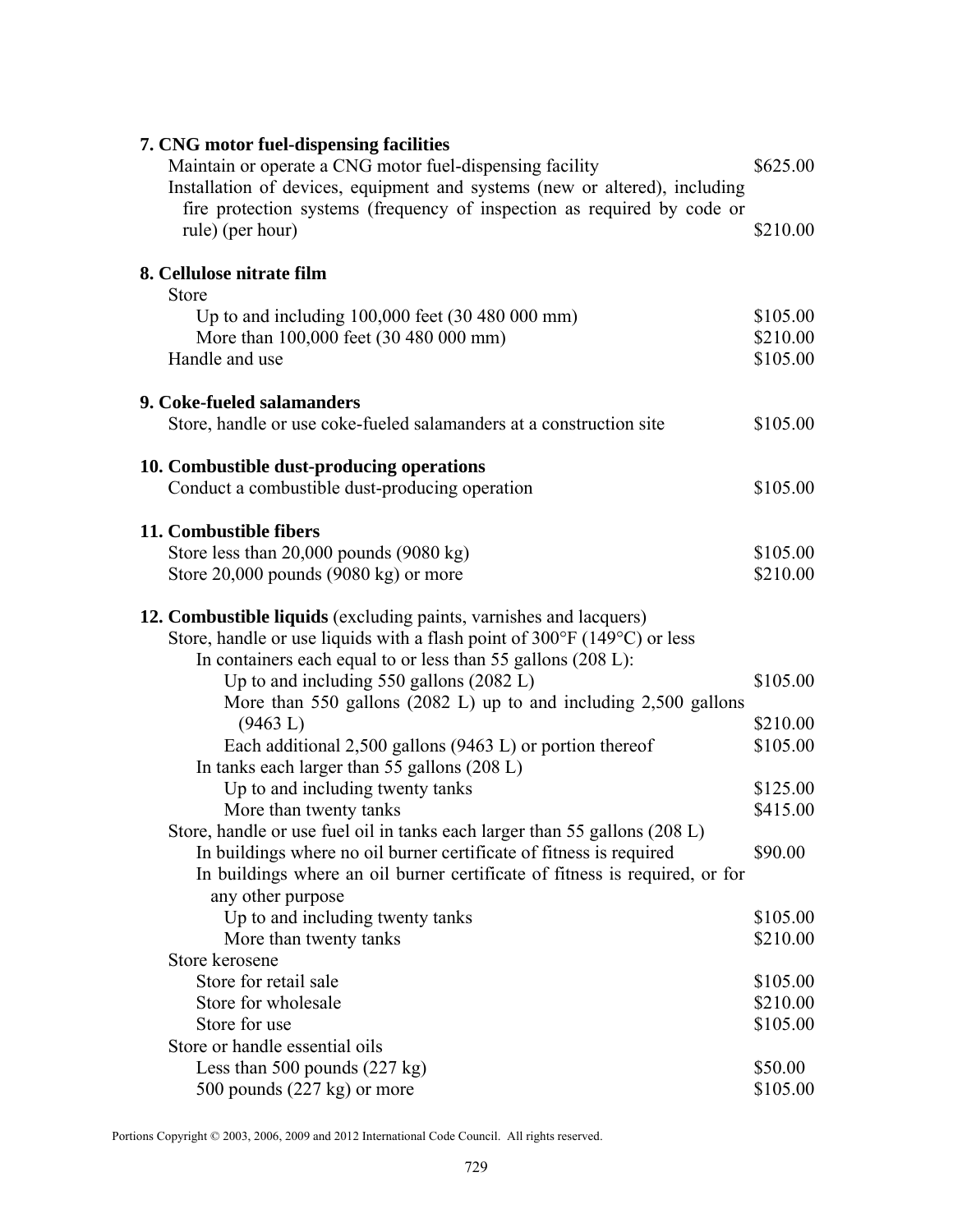**7. CNG motor fuel-dispensing facilities**

| | |
|---|---|
| Maintain or operate a CNG motor fuel-dispensing facility | $625.00 |
| Installation of devices, equipment and systems (new or altered), including fire protection systems (frequency of inspection as required by code or rule) (per hour) | $210.00 |

**8. Cellulose nitrate film**

| | |
|---|---|
| Store | |
| Up to and including 100,000 feet (30 480 000 mm) | $105.00 |
| More than 100,000 feet (30 480 000 mm) | $210.00 |
| Handle and use | $105.00 |

**9. Coke-fueled salamanders**

| | |
|---|---|
| Store, handle or use coke-fueled salamanders at a construction site | $105.00 |

**10. Combustible dust-producing operations**

| | |
|---|---|
| Conduct a combustible dust-producing operation | $105.00 |

**11. Combustible fibers**

| | |
|---|---|
| Store less than 20,000 pounds (9080 kg) | $105.00 |
| Store 20,000 pounds (9080 kg) or more | $210.00 |

**12. Combustible liquids** (excluding paints, varnishes and lacquers)

| | |
|---|---|
| Store, handle or use liquids with a flash point of 300°F (149°C) or less | |
| In containers each equal to or less than 55 gallons (208 L): | |
| Up to and including 550 gallons (2082 L) | $105.00 |
| More than 550 gallons (2082 L) up to and including 2,500 gallons (9463 L) | $210.00 |
| Each additional 2,500 gallons (9463 L) or portion thereof | $105.00 |
| In tanks each larger than 55 gallons (208 L) | |
| Up to and including twenty tanks | $125.00 |
| More than twenty tanks | $415.00 |
| Store, handle or use fuel oil in tanks each larger than 55 gallons (208 L) | |
| In buildings where no oil burner certificate of fitness is required | $90.00 |
| In buildings where an oil burner certificate of fitness is required, or for any other purpose | |
| Up to and including twenty tanks | $105.00 |
| More than twenty tanks | $210.00 |
| Store kerosene | |
| Store for retail sale | $105.00 |
| Store for wholesale | $210.00 |
| Store for use | $105.00 |
| Store or handle essential oils | |
| Less than 500 pounds (227 kg) | $50.00 |
| 500 pounds (227 kg) or more | $105.00 |

Portions Copyright © 2003, 2006, 2009 and 2012 International Code Council. All rights reserved.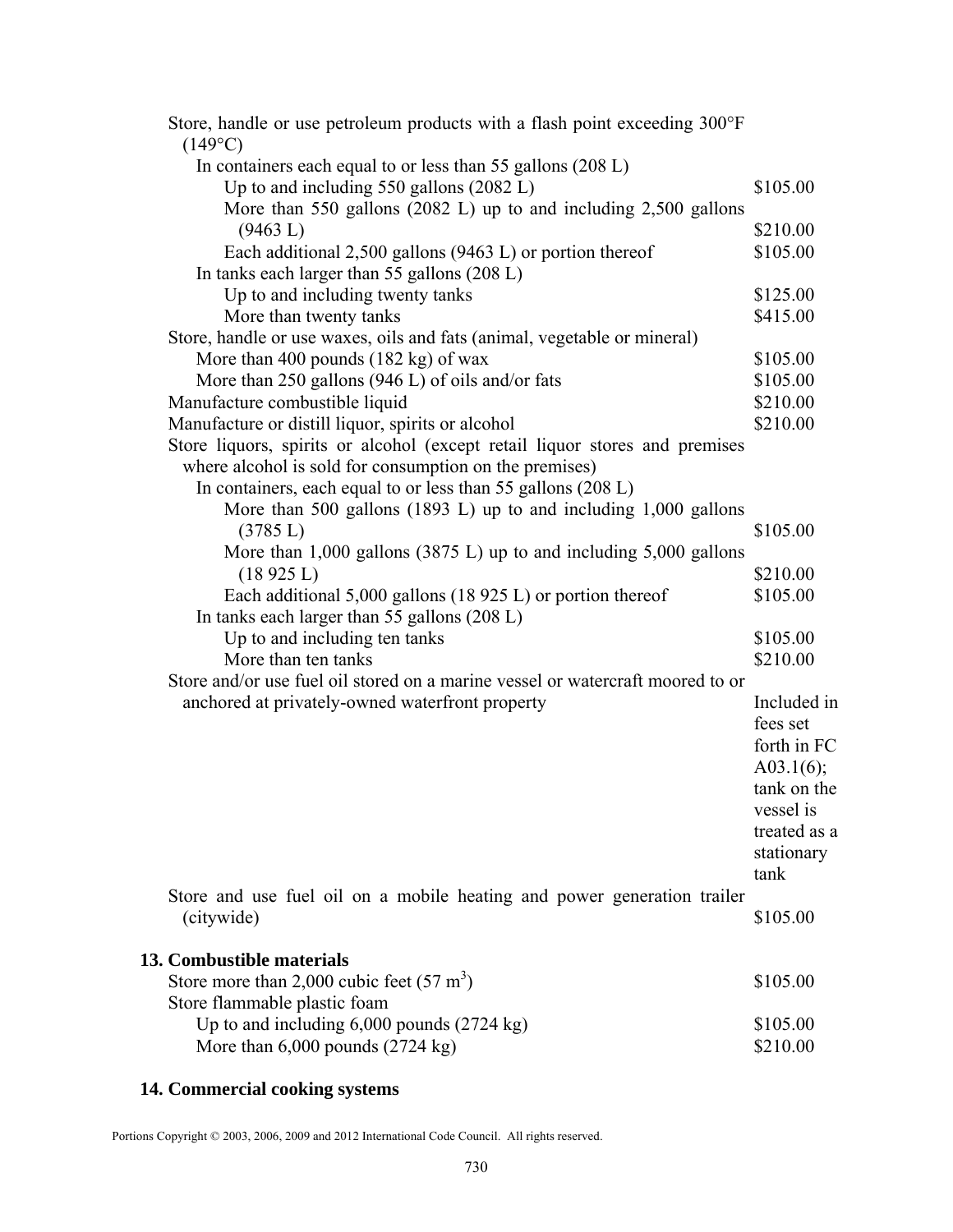| | |
|---|---|
| Store, handle or use petroleum products with a flash point exceeding 300°F (149°C) | |
| In containers each equal to or less than 55 gallons (208 L) | |
| Up to and including 550 gallons (2082 L) | \$105.00 |
| More than 550 gallons (2082 L) up to and including 2,500 gallons (9463 L) | \$210.00 |
| Each additional 2,500 gallons (9463 L) or portion thereof | \$105.00 |
| In tanks each larger than 55 gallons (208 L) | |
| Up to and including twenty tanks | \$125.00 |
| More than twenty tanks | \$415.00 |
| Store, handle or use waxes, oils and fats (animal, vegetable or mineral) | |
| More than 400 pounds (182 kg) of wax | \$105.00 |
| More than 250 gallons (946 L) of oils and/or fats | \$105.00 |
| Manufacture combustible liquid | \$210.00 |
| Manufacture or distill liquor, spirits or alcohol | \$210.00 |
| Store liquors, spirits or alcohol (except retail liquor stores and premises where alcohol is sold for consumption on the premises) | |
| In containers, each equal to or less than 55 gallons (208 L) | |
| More than 500 gallons (1893 L) up to and including 1,000 gallons (3785 L) | \$105.00 |
| More than 1,000 gallons (3875 L) up to and including 5,000 gallons (18 925 L) | \$210.00 |
| Each additional 5,000 gallons (18 925 L) or portion thereof | \$105.00 |
| In tanks each larger than 55 gallons (208 L) | |
| Up to and including ten tanks | \$105.00 |
| More than ten tanks | \$210.00 |
| Store and/or use fuel oil stored on a marine vessel or watercraft moored to or anchored at privately-owned waterfront property | Included in fees set forth in FC A03.1(6); tank on the vessel is treated as a stationary tank |
| Store and use fuel oil on a mobile heating and power generation trailer (citywide) | \$105.00 |

**13. Combustible materials**

| | |
|---|---|
| Store more than 2,000 cubic feet (57 $m^3$) | \$105.00 |
| Store flammable plastic foam | |
| Up to and including 6,000 pounds (2724 kg) | \$105.00 |
| More than 6,000 pounds (2724 kg) | \$210.00 |

**14. Commercial cooking systems**

Portions Copyright © 2003, 2006, 2009 and 2012 International Code Council. All rights reserved.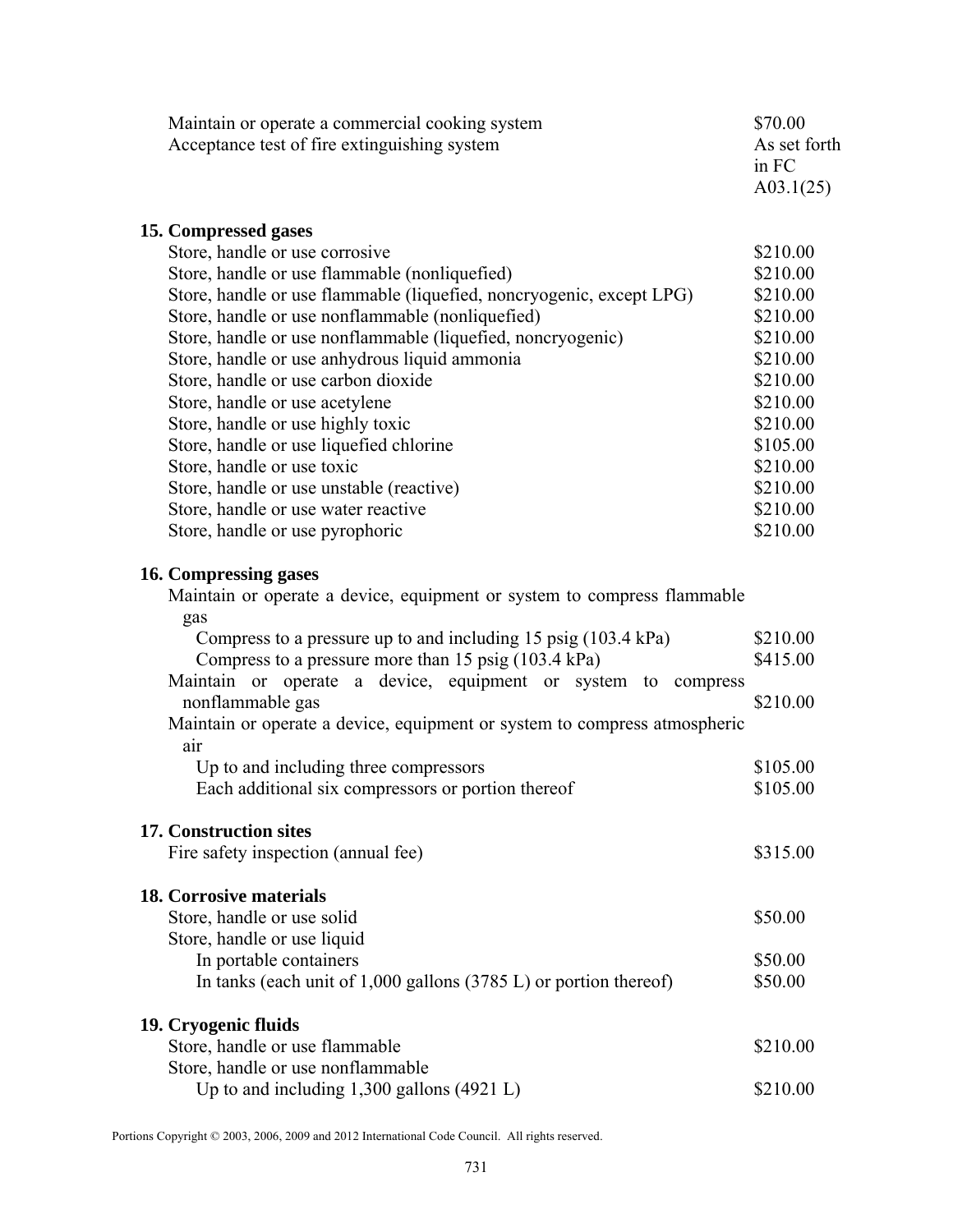| | |
|---|---|
| Maintain or operate a commercial cooking system | $70.00 |
| Acceptance test of fire extinguishing system | As set forth in FC A03.1(25) |

**15. Compressed gases**

| | |
|---|---|
| Store, handle or use corrosive | $210.00 |
| Store, handle or use flammable (nonliquefied) | $210.00 |
| Store, handle or use flammable (liquefied, noncryogenic, except LPG) | $210.00 |
| Store, handle or use nonflammable (nonliquefied) | $210.00 |
| Store, handle or use nonflammable (liquefied, noncryogenic) | $210.00 |
| Store, handle or use anhydrous liquid ammonia | $210.00 |
| Store, handle or use carbon dioxide | $210.00 |
| Store, handle or use acetylene | $210.00 |
| Store, handle or use highly toxic | $210.00 |
| Store, handle or use liquefied chlorine | $105.00 |
| Store, handle or use toxic | $210.00 |
| Store, handle or use unstable (reactive) | $210.00 |
| Store, handle or use water reactive | $210.00 |
| Store, handle or use pyrophoric | $210.00 |

**16. Compressing gases**

| | |
|---|---|
| Maintain or operate a device, equipment or system to compress flammable gas | |
| Compress to a pressure up to and including 15 psig (103.4 kPa) | $210.00 |
| Compress to a pressure more than 15 psig (103.4 kPa) | $415.00 |
| Maintain or operate a device, equipment or system to compress nonflammable gas | $210.00 |
| Maintain or operate a device, equipment or system to compress atmospheric air | |
| Up to and including three compressors | $105.00 |
| Each additional six compressors or portion thereof | $105.00 |

**17. Construction sites**

| | |
|---|---|
| Fire safety inspection (annual fee) | $315.00 |

**18. Corrosive materials**

| | |
|---|---|
| Store, handle or use solid | $50.00 |
| Store, handle or use liquid | |
| In portable containers | $50.00 |
| In tanks (each unit of 1,000 gallons (3785 L) or portion thereof) | $50.00 |

**19. Cryogenic fluids**

| | |
|---|---|
| Store, handle or use flammable | $210.00 |
| Store, handle or use nonflammable | |
| Up to and including 1,300 gallons (4921 L) | $210.00 |

Portions Copyright © 2003, 2006, 2009 and 2012 International Code Council. All rights reserved.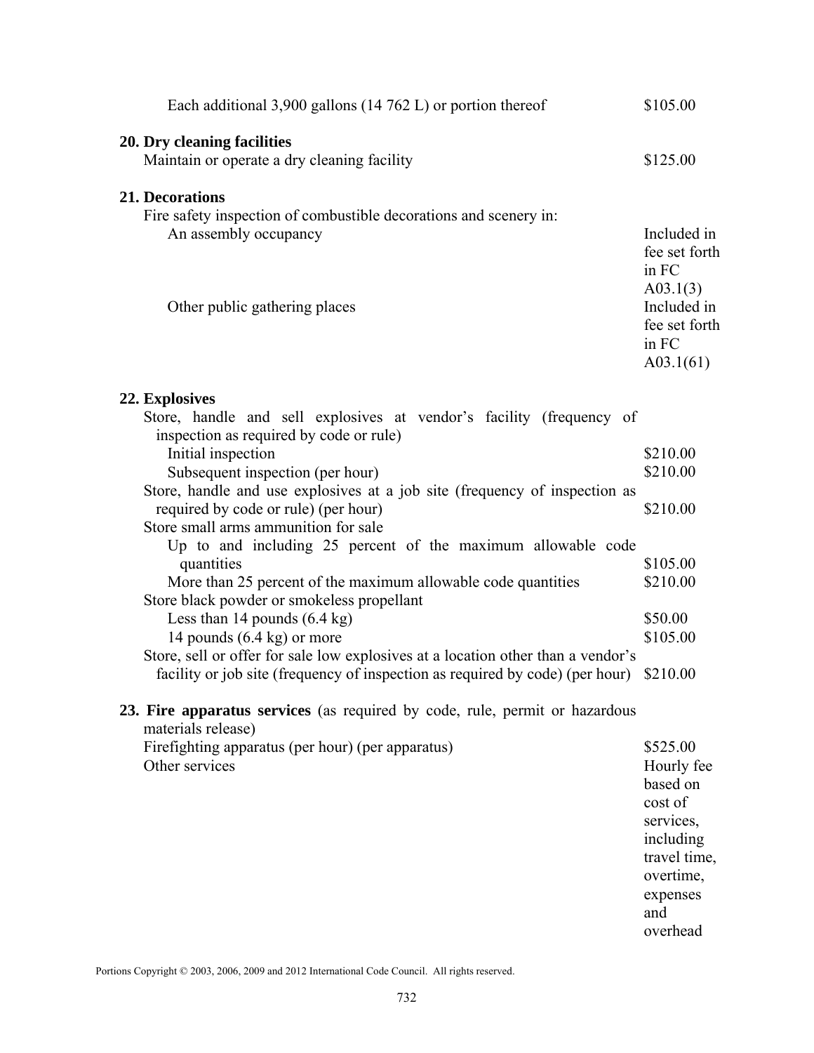| | |
|---|---|
| Each additional 3,900 gallons (14 762 L) or portion thereof | $105.00 |

**20. Dry cleaning facilities**

| | |
|---|---|
| Maintain or operate a dry cleaning facility | $125.00 |

**21. Decorations**

| | |
|---|---|
| Fire safety inspection of combustible decorations and scenery in: | |
| An assembly occupancy | Included in fee set forth in FC A03.1(3) |
| Other public gathering places | Included in fee set forth in FC A03.1(61) |

**22. Explosives**

| | |
|---|---|
| Store, handle and sell explosives at vendor's facility (frequency of inspection as required by code or rule) | |
| Initial inspection | $210.00 |
| Subsequent inspection (per hour) | $210.00 |
| Store, handle and use explosives at a job site (frequency of inspection as required by code or rule) (per hour) | $210.00 |
| Store small arms ammunition for sale | |
| Up to and including 25 percent of the maximum allowable code quantities | $105.00 |
| More than 25 percent of the maximum allowable code quantities | $210.00 |
| Store black powder or smokeless propellant | |
| Less than 14 pounds (6.4 kg) | $50.00 |
| 14 pounds (6.4 kg) or more | $105.00 |
| Store, sell or offer for sale low explosives at a location other than a vendor's facility or job site (frequency of inspection as required by code) (per hour) | $210.00 |

**23. Fire apparatus services** (as required by code, rule, permit or hazardous materials release)

| | |
|---|---|
| Firefighting apparatus (per hour) (per apparatus) | $525.00 |
| Other services | Hourly fee based on cost of services, including travel time, overtime, expenses and overhead |

Portions Copyright © 2003, 2006, 2009 and 2012 International Code Council. All rights reserved.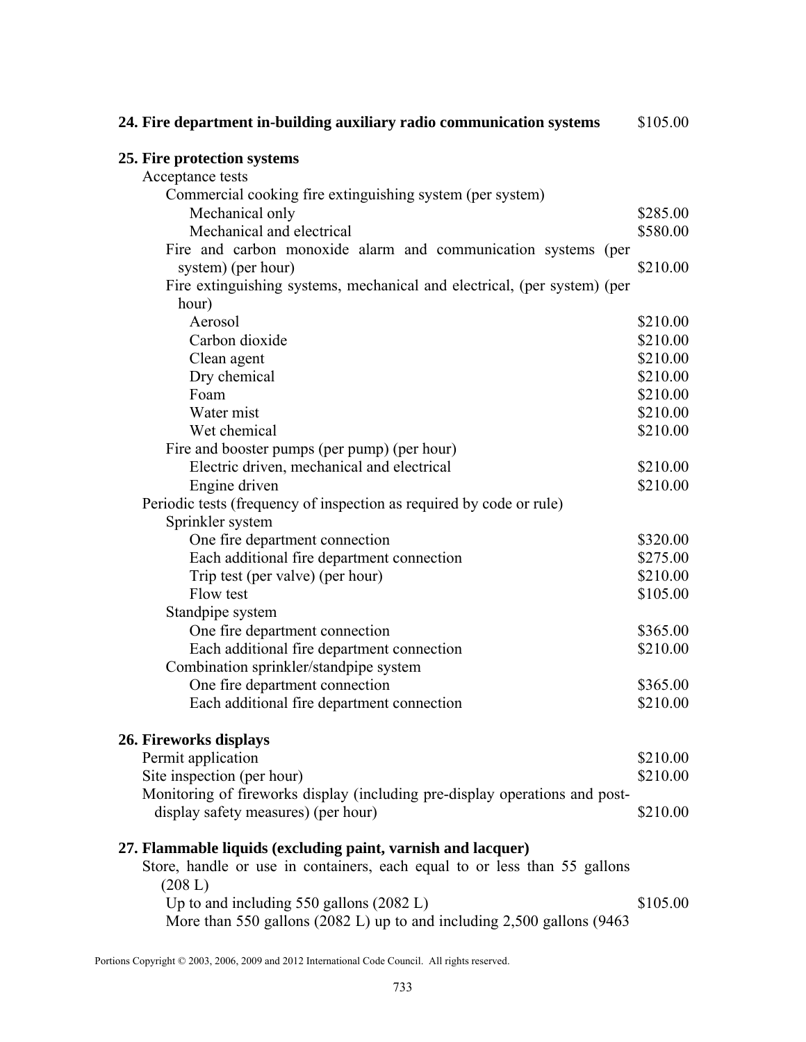**24. Fire department in-building auxiliary radio communication systems** $105.00

**25. Fire protection systems**

| Item | Fee |
|---|---|
| Acceptance tests | |
| Commercial cooking fire extinguishing system (per system) | |
| Mechanical only | $285.00 |
| Mechanical and electrical | $580.00 |
| Fire and carbon monoxide alarm and communication systems (per system) (per hour) | $210.00 |
| Fire extinguishing systems, mechanical and electrical, (per system) (per hour) | |
| Aerosol | $210.00 |
| Carbon dioxide | $210.00 |
| Clean agent | $210.00 |
| Dry chemical | $210.00 |
| Foam | $210.00 |
| Water mist | $210.00 |
| Wet chemical | $210.00 |
| Fire and booster pumps (per pump) (per hour) | |
| Electric driven, mechanical and electrical | $210.00 |
| Engine driven | $210.00 |
| Periodic tests (frequency of inspection as required by code or rule) | |
| Sprinkler system | |
| One fire department connection | $320.00 |
| Each additional fire department connection | $275.00 |
| Trip test (per valve) (per hour) | $210.00 |
| Flow test | $105.00 |
| Standpipe system | |
| One fire department connection | $365.00 |
| Each additional fire department connection | $210.00 |
| Combination sprinkler/standpipe system | |
| One fire department connection | $365.00 |
| Each additional fire department connection | $210.00 |

**26. Fireworks displays**

| Item | Fee |
|---|---|
| Permit application | $210.00 |
| Site inspection (per hour) | $210.00 |
| Monitoring of fireworks display (including pre-display operations and post-display safety measures) (per hour) | $210.00 |

**27. Flammable liquids (excluding paint, varnish and lacquer)**

| Item | Fee |
|---|---|
| Store, handle or use in containers, each equal to or less than 55 gallons (208 L) | |
| Up to and including 550 gallons (2082 L) | $105.00 |
| More than 550 gallons (2082 L) up to and including 2,500 gallons (9463 | |

Portions Copyright © 2003, 2006, 2009 and 2012 International Code Council. All rights reserved.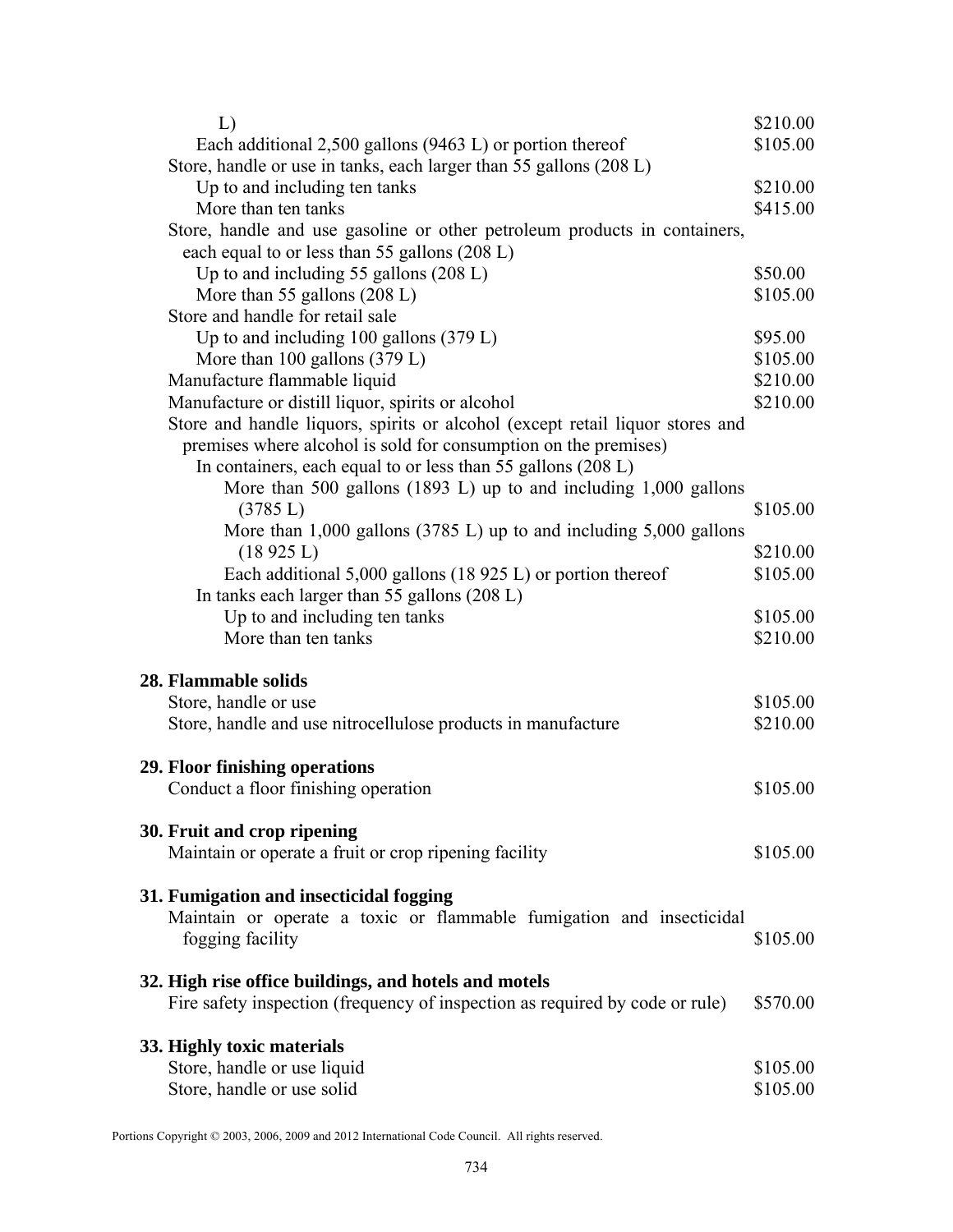| | |
|---|---|
| L) | $210.00 |
| Each additional 2,500 gallons (9463 L) or portion thereof | $105.00 |
| Store, handle or use in tanks, each larger than 55 gallons (208 L) | |
| Up to and including ten tanks | $210.00 |
| More than ten tanks | $415.00 |
| Store, handle and use gasoline or other petroleum products in containers, each equal to or less than 55 gallons (208 L) | |
| Up to and including 55 gallons (208 L) | $50.00 |
| More than 55 gallons (208 L) | $105.00 |
| Store and handle for retail sale | |
| Up to and including 100 gallons (379 L) | $95.00 |
| More than 100 gallons (379 L) | $105.00 |
| Manufacture flammable liquid | $210.00 |
| Manufacture or distill liquor, spirits or alcohol | $210.00 |
| Store and handle liquors, spirits or alcohol (except retail liquor stores and premises where alcohol is sold for consumption on the premises) | |
| In containers, each equal to or less than 55 gallons (208 L) | |
| More than 500 gallons (1893 L) up to and including 1,000 gallons (3785 L) | $105.00 |
| More than 1,000 gallons (3785 L) up to and including 5,000 gallons (18 925 L) | $210.00 |
| Each additional 5,000 gallons (18 925 L) or portion thereof | $105.00 |
| In tanks each larger than 55 gallons (208 L) | |
| Up to and including ten tanks | $105.00 |
| More than ten tanks | $210.00 |

**28. Flammable solids**

| | |
|---|---|
| Store, handle or use | $105.00 |
| Store, handle and use nitrocellulose products in manufacture | $210.00 |

**29. Floor finishing operations**

| | |
|---|---|
| Conduct a floor finishing operation | $105.00 |

**30. Fruit and crop ripening**

| | |
|---|---|
| Maintain or operate a fruit or crop ripening facility | $105.00 |

**31. Fumigation and insecticidal fogging**

| | |
|---|---|
| Maintain or operate a toxic or flammable fumigation and insecticidal fogging facility | $105.00 |

**32. High rise office buildings, and hotels and motels**

| | |
|---|---|
| Fire safety inspection (frequency of inspection as required by code or rule) | $570.00 |

**33. Highly toxic materials**

| | |
|---|---|
| Store, handle or use liquid | $105.00 |
| Store, handle or use solid | $105.00 |

Portions Copyright © 2003, 2006, 2009 and 2012 International Code Council. All rights reserved.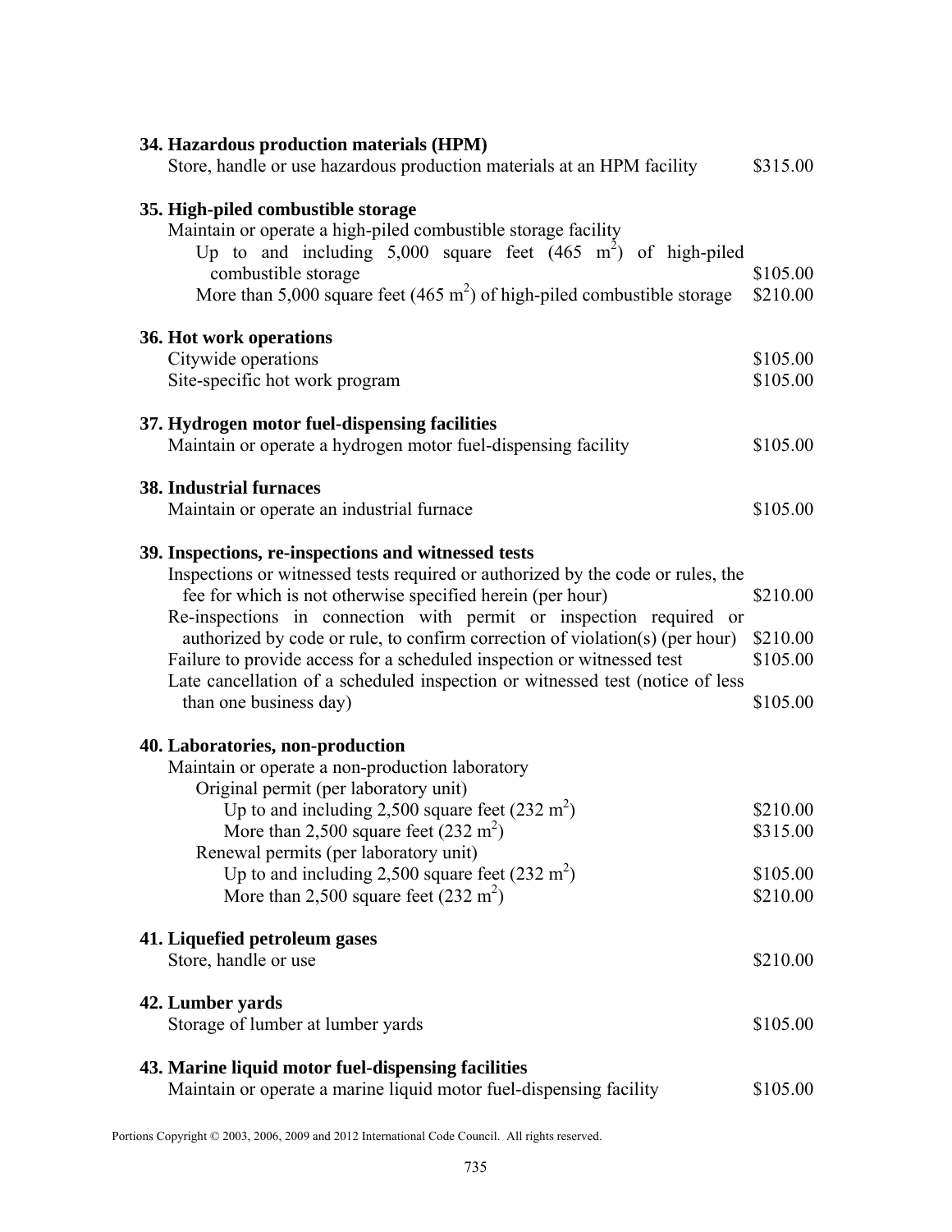**34. Hazardous production materials (HPM)**

Store, handle or use hazardous production materials at an HPM facility — $315.00

**35. High-piled combustible storage**

Maintain or operate a high-piled combustible storage facility

- Up to and including 5,000 square feet (465 $m^2$) of high-piled combustible storage — $105.00
- More than 5,000 square feet (465 $m^2$) of high-piled combustible storage — $210.00

**36. Hot work operations**

Citywide operations — $105.00

Site-specific hot work program — $105.00

**37. Hydrogen motor fuel-dispensing facilities**

Maintain or operate a hydrogen motor fuel-dispensing facility — $105.00

**38. Industrial furnaces**

Maintain or operate an industrial furnace — $105.00

**39. Inspections, re-inspections and witnessed tests**

Inspections or witnessed tests required or authorized by the code or rules, the fee for which is not otherwise specified herein (per hour) — $210.00

Re-inspections in connection with permit or inspection required or authorized by code or rule, to confirm correction of violation(s) (per hour) — $210.00

Failure to provide access for a scheduled inspection or witnessed test — $105.00

Late cancellation of a scheduled inspection or witnessed test (notice of less than one business day) — $105.00

**40. Laboratories, non-production**

Maintain or operate a non-production laboratory

- Original permit (per laboratory unit)
  - Up to and including 2,500 square feet (232 $m^2$) — $210.00
  - More than 2,500 square feet (232 $m^2$) — $315.00
- Renewal permits (per laboratory unit)
  - Up to and including 2,500 square feet (232 $m^2$) — $105.00
  - More than 2,500 square feet (232 $m^2$) — $210.00

**41. Liquefied petroleum gases**

Store, handle or use — $210.00

**42. Lumber yards**

Storage of lumber at lumber yards — $105.00

**43. Marine liquid motor fuel-dispensing facilities**

Maintain or operate a marine liquid motor fuel-dispensing facility — $105.00

Portions Copyright © 2003, 2006, 2009 and 2012 International Code Council. All rights reserved.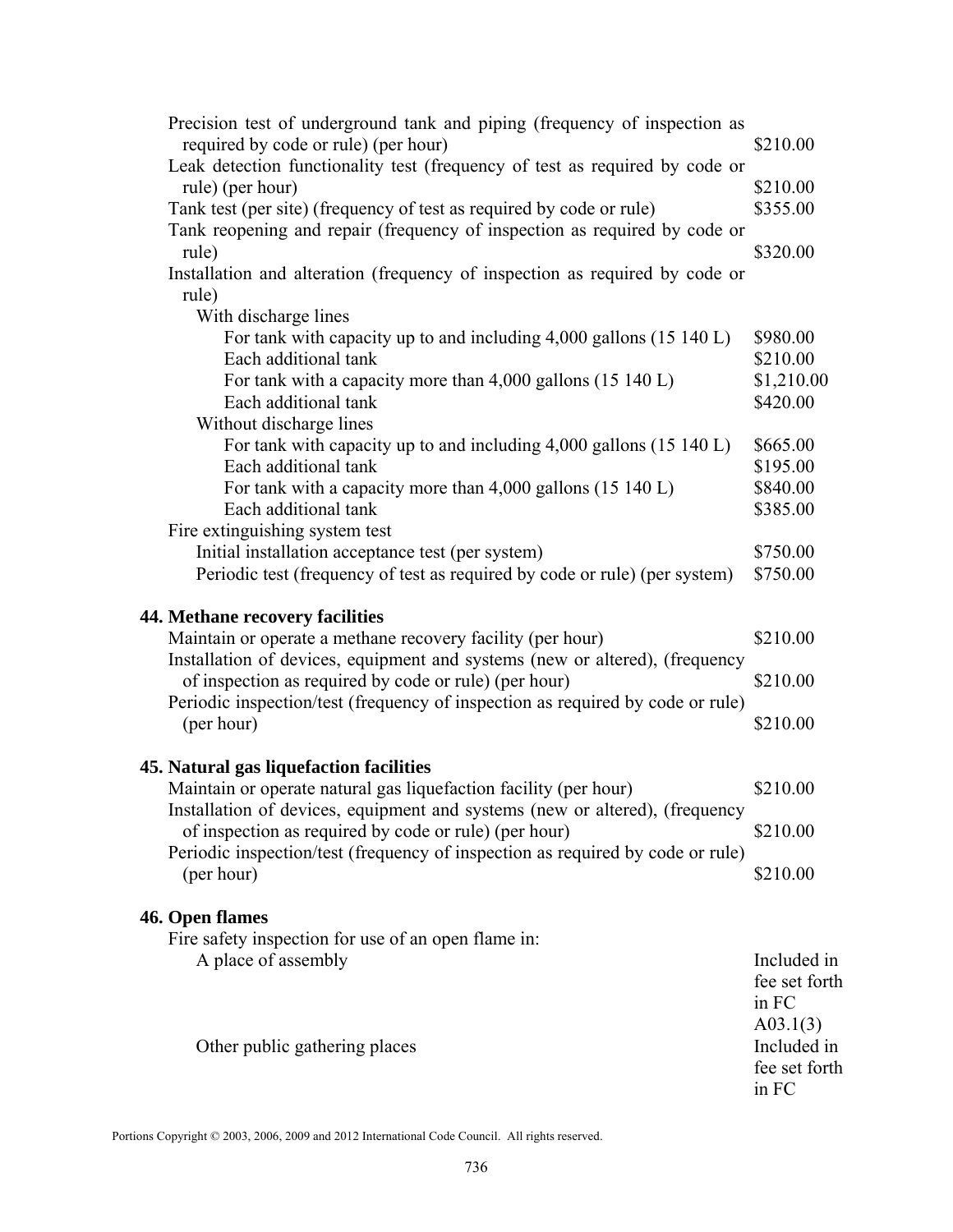| | |
|---|---|
| Precision test of underground tank and piping (frequency of inspection as required by code or rule) (per hour) | $210.00 |
| Leak detection functionality test (frequency of test as required by code or rule) (per hour) | $210.00 |
| Tank test (per site) (frequency of test as required by code or rule) | $355.00 |
| Tank reopening and repair (frequency of inspection as required by code or rule) | $320.00 |
| Installation and alteration (frequency of inspection as required by code or rule) | |
| With discharge lines | |
| For tank with capacity up to and including 4,000 gallons (15 140 L) | $980.00 |
| Each additional tank | $210.00 |
| For tank with a capacity more than 4,000 gallons (15 140 L) | $1,210.00 |
| Each additional tank | $420.00 |
| Without discharge lines | |
| For tank with capacity up to and including 4,000 gallons (15 140 L) | $665.00 |
| Each additional tank | $195.00 |
| For tank with a capacity more than 4,000 gallons (15 140 L) | $840.00 |
| Each additional tank | $385.00 |
| Fire extinguishing system test | |
| Initial installation acceptance test (per system) | $750.00 |
| Periodic test (frequency of test as required by code or rule) (per system) | $750.00 |

**44. Methane recovery facilities**

| | |
|---|---|
| Maintain or operate a methane recovery facility (per hour) | $210.00 |
| Installation of devices, equipment and systems (new or altered), (frequency of inspection as required by code or rule) (per hour) | $210.00 |
| Periodic inspection/test (frequency of inspection as required by code or rule) (per hour) | $210.00 |

**45. Natural gas liquefaction facilities**

| | |
|---|---|
| Maintain or operate natural gas liquefaction facility (per hour) | $210.00 |
| Installation of devices, equipment and systems (new or altered), (frequency of inspection as required by code or rule) (per hour) | $210.00 |
| Periodic inspection/test (frequency of inspection as required by code or rule) (per hour) | $210.00 |

**46. Open flames**

| | |
|---|---|
| Fire safety inspection for use of an open flame in: | |
| A place of assembly | Included in fee set forth in FC A03.1(3) |
| Other public gathering places | Included in fee set forth in FC |

Portions Copyright © 2003, 2006, 2009 and 2012 International Code Council. All rights reserved.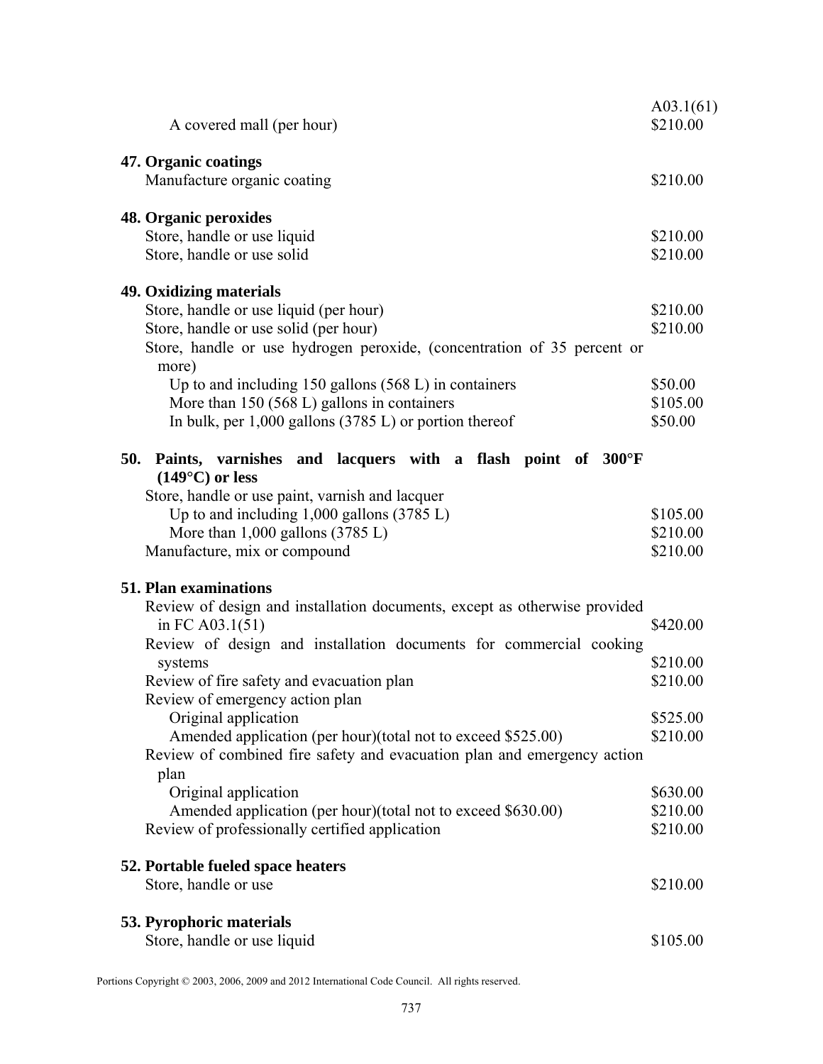A03.1(61)

| | |
|---|---|
| A covered mall (per hour) | $210.00 |

**47. Organic coatings**

| | |
|---|---|
| Manufacture organic coating | $210.00 |

**48. Organic peroxides**

| | |
|---|---|
| Store, handle or use liquid | $210.00 |
| Store, handle or use solid | $210.00 |

**49. Oxidizing materials**

| | |
|---|---|
| Store, handle or use liquid (per hour) | $210.00 |
| Store, handle or use solid (per hour) | $210.00 |
| Store, handle or use hydrogen peroxide, (concentration of 35 percent or more) | |
| Up to and including 150 gallons (568 L) in containers | $50.00 |
| More than 150 (568 L) gallons in containers | $105.00 |
| In bulk, per 1,000 gallons (3785 L) or portion thereof | $50.00 |

**50. Paints, varnishes and lacquers with a flash point of 300°F (149°C) or less**

| | |
|---|---|
| Store, handle or use paint, varnish and lacquer | |
| Up to and including 1,000 gallons (3785 L) | $105.00 |
| More than 1,000 gallons (3785 L) | $210.00 |
| Manufacture, mix or compound | $210.00 |

**51. Plan examinations**

| | |
|---|---|
| Review of design and installation documents, except as otherwise provided in FC A03.1(51) | $420.00 |
| Review of design and installation documents for commercial cooking systems | $210.00 |
| Review of fire safety and evacuation plan | $210.00 |
| Review of emergency action plan | |
| Original application | $525.00 |
| Amended application (per hour)(total not to exceed $525.00) | $210.00 |
| Review of combined fire safety and evacuation plan and emergency action plan | |
| Original application | $630.00 |
| Amended application (per hour)(total not to exceed $630.00) | $210.00 |
| Review of professionally certified application | $210.00 |

**52. Portable fueled space heaters**

| | |
|---|---|
| Store, handle or use | $210.00 |

**53. Pyrophoric materials**

| | |
|---|---|
| Store, handle or use liquid | $105.00 |

Portions Copyright © 2003, 2006, 2009 and 2012 International Code Council. All rights reserved.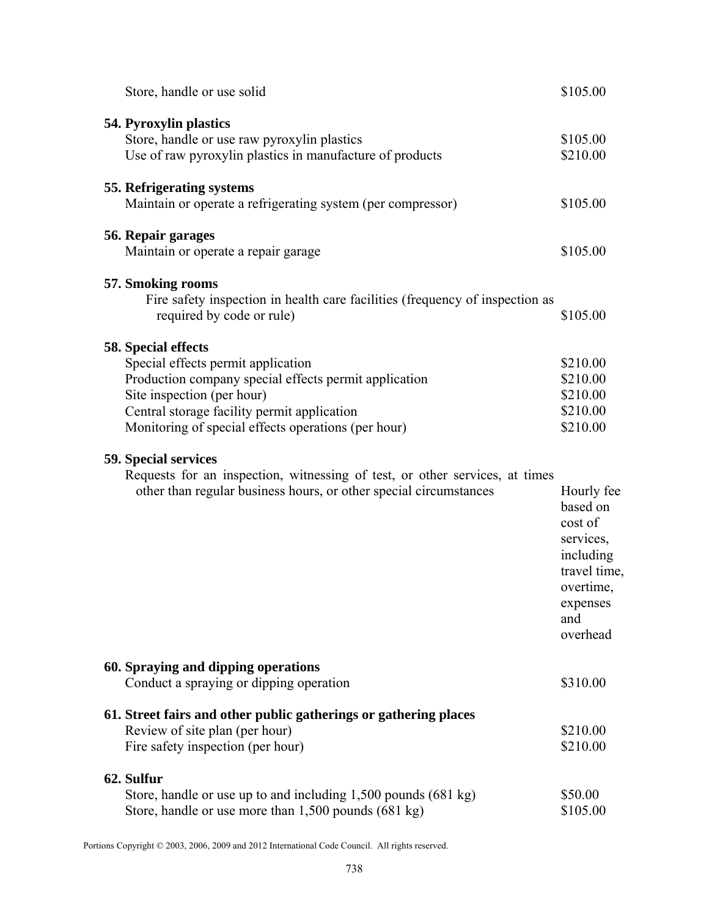Store, handle or use solid $105.00

**54. Pyroxylin plastics**

| | |
|---|---|
| Store, handle or use raw pyroxylin plastics | $105.00 |
| Use of raw pyroxylin plastics in manufacture of products | $210.00 |

**55. Refrigerating systems**

| | |
|---|---|
| Maintain or operate a refrigerating system (per compressor) | $105.00 |

**56. Repair garages**

| | |
|---|---|
| Maintain or operate a repair garage | $105.00 |

**57. Smoking rooms**

| | |
|---|---|
| Fire safety inspection in health care facilities (frequency of inspection as required by code or rule) | $105.00 |

**58. Special effects**

| | |
|---|---|
| Special effects permit application | $210.00 |
| Production company special effects permit application | $210.00 |
| Site inspection (per hour) | $210.00 |
| Central storage facility permit application | $210.00 |
| Monitoring of special effects operations (per hour) | $210.00 |

**59. Special services**

| | |
|---|---|
| Requests for an inspection, witnessing of test, or other services, at times other than regular business hours, or other special circumstances | Hourly fee based on cost of services, including travel time, overtime, expenses and overhead |

**60. Spraying and dipping operations**

| | |
|---|---|
| Conduct a spraying or dipping operation | $310.00 |

**61. Street fairs and other public gatherings or gathering places**

| | |
|---|---|
| Review of site plan (per hour) | $210.00 |
| Fire safety inspection (per hour) | $210.00 |

**62. Sulfur**

| | |
|---|---|
| Store, handle or use up to and including 1,500 pounds (681 kg) | $50.00 |
| Store, handle or use more than 1,500 pounds (681 kg) | $105.00 |

Portions Copyright © 2003, 2006, 2009 and 2012 International Code Council. All rights reserved.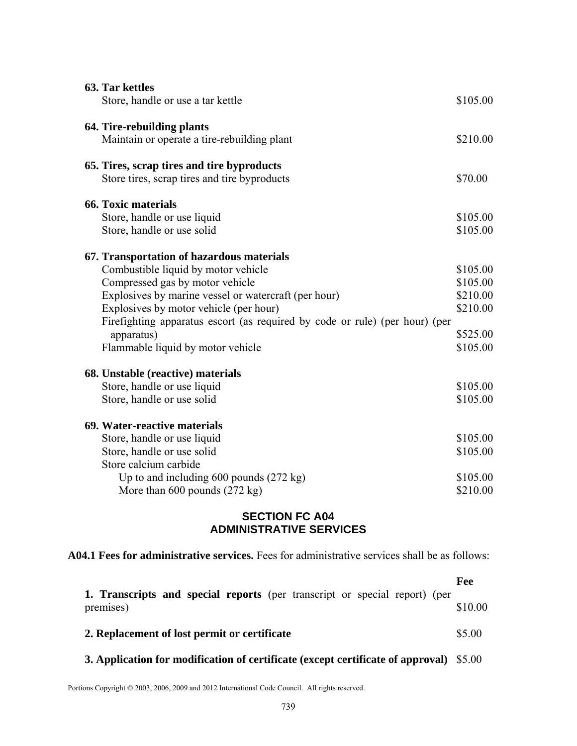**63. Tar kettles**

| | |
|---|---|
| Store, handle or use a tar kettle | $105.00 |

**64. Tire-rebuilding plants**

| | |
|---|---|
| Maintain or operate a tire-rebuilding plant | $210.00 |

**65. Tires, scrap tires and tire byproducts**

| | |
|---|---|
| Store tires, scrap tires and tire byproducts | $70.00 |

**66. Toxic materials**

| | |
|---|---|
| Store, handle or use liquid | $105.00 |
| Store, handle or use solid | $105.00 |

**67. Transportation of hazardous materials**

| | |
|---|---|
| Combustible liquid by motor vehicle | $105.00 |
| Compressed gas by motor vehicle | $105.00 |
| Explosives by marine vessel or watercraft (per hour) | $210.00 |
| Explosives by motor vehicle (per hour) | $210.00 |
| Firefighting apparatus escort (as required by code or rule) (per hour) (per apparatus) | $525.00 |
| Flammable liquid by motor vehicle | $105.00 |

**68. Unstable (reactive) materials**

| | |
|---|---|
| Store, handle or use liquid | $105.00 |
| Store, handle or use solid | $105.00 |

**69. Water-reactive materials**

| | |
|---|---|
| Store, handle or use liquid | $105.00 |
| Store, handle or use solid | $105.00 |
| Store calcium carbide | |
| Up to and including 600 pounds (272 kg) | $105.00 |
| More than 600 pounds (272 kg) | $210.00 |

## SECTION FC A04 ADMINISTRATIVE SERVICES

**A04.1 Fees for administrative services.** Fees for administrative services shall be as follows:

| | Fee |
|---|---|
| **1. Transcripts and special reports** (per transcript or special report) (per premises) | $10.00 |
| **2. Replacement of lost permit or certificate** | $5.00 |
| **3. Application for modification of certificate (except certificate of approval)** | $5.00 |

Portions Copyright © 2003, 2006, 2009 and 2012 International Code Council. All rights reserved.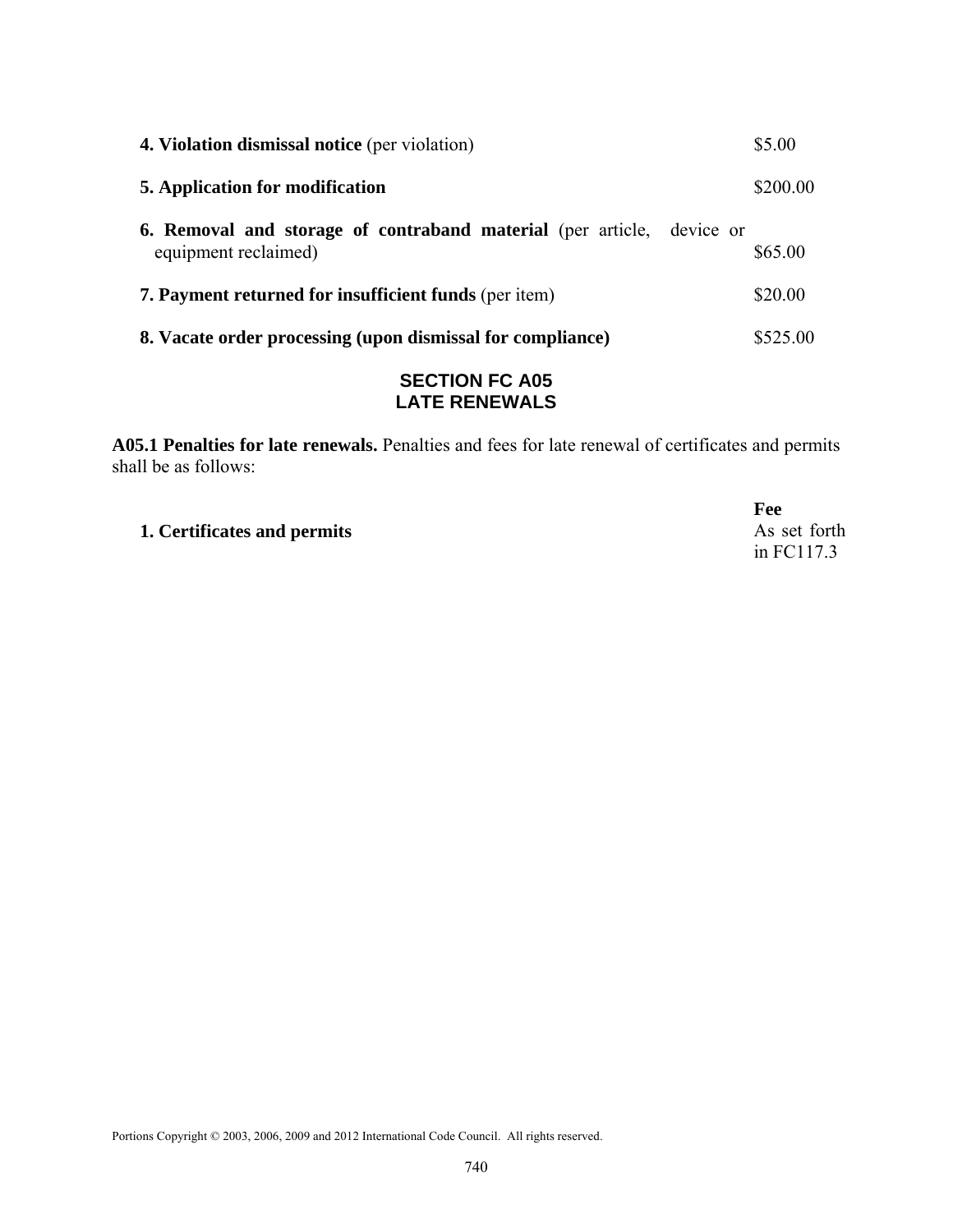| | |
|---|---|
| **4. Violation dismissal notice** (per violation) | $5.00 |
| **5. Application for modification** | $200.00 |
| **6. Removal and storage of contraband material** (per article, device or equipment reclaimed) | $65.00 |
| **7. Payment returned for insufficient funds** (per item) | $20.00 |
| **8. Vacate order processing (upon dismissal for compliance)** | $525.00 |

## SECTION FC A05
## LATE RENEWALS

**A05.1 Penalties for late renewals.** Penalties and fees for late renewal of certificates and permits shall be as follows:

| | **Fee** |
|---|---|
| **1. Certificates and permits** | As set forth in FC117.3 |

Portions Copyright © 2003, 2006, 2009 and 2012 International Code Council. All rights reserved.